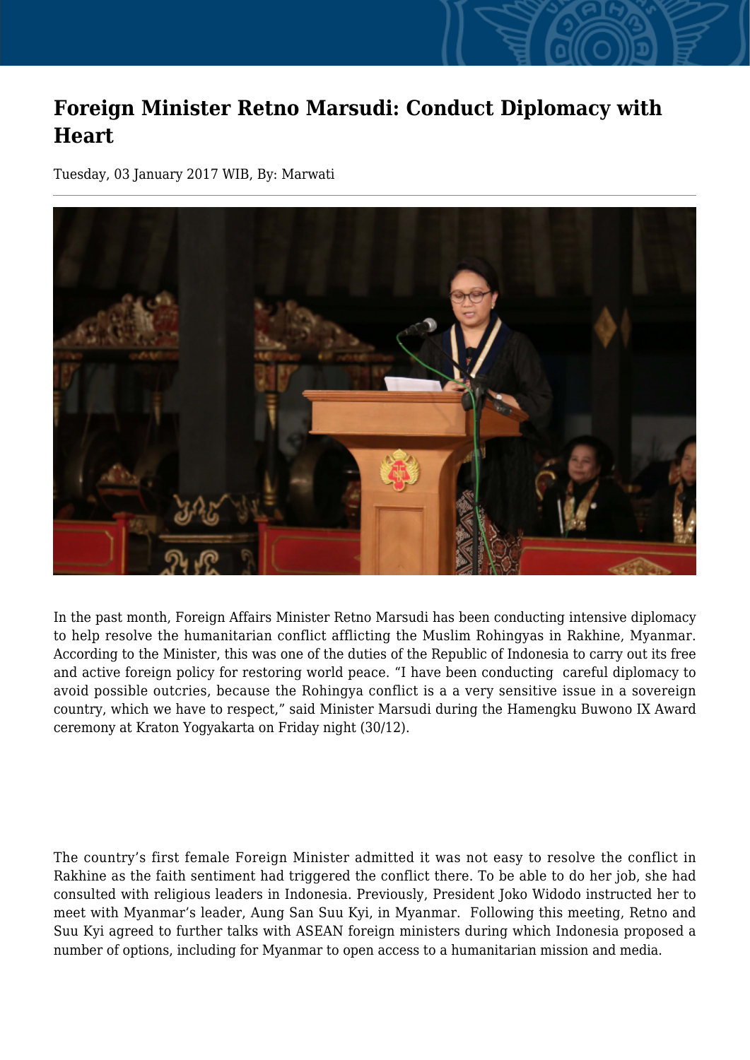# Foreign Minister Retno Marsudi: Conduct Diplomacy with Heart

Tuesday, 03 January 2017 WIB, By: Marwati

In the past month, Foreign Affairs Minister Retno Marsudi has been conducting intensive diplomacy to help resolve the humanitarian conflict afflicting the Muslim Rohingyas in Rakhine, Myanmar. According to the Minister, this was one of the duties of the Republic of Indonesia to carry out its free and active foreign policy for restoring world peace. "I have been conducting careful diplomacy to avoid possible outcries, because the Rohingya conflict is a a very sensitive issue in a sovereign country, which we have to respect," said Minister Marsudi during the Hamengku Buwono IX Award ceremony at Kraton Yogyakarta on Friday night (30/12).

The country's first female Foreign Minister admitted it was not easy to resolve the conflict in Rakhine as the faith sentiment had triggered the conflict there. To be able to do her job, she had consulted with religious leaders in Indonesia. Previously, President Joko Widodo instructed her to meet with Myanmar's leader, Aung San Suu Kyi, in Myanmar. Following this meeting, Retno and Suu Kyi agreed to further talks with ASEAN foreign ministers during which Indonesia proposed a number of options, including for Myanmar to open access to a humanitarian mission and media.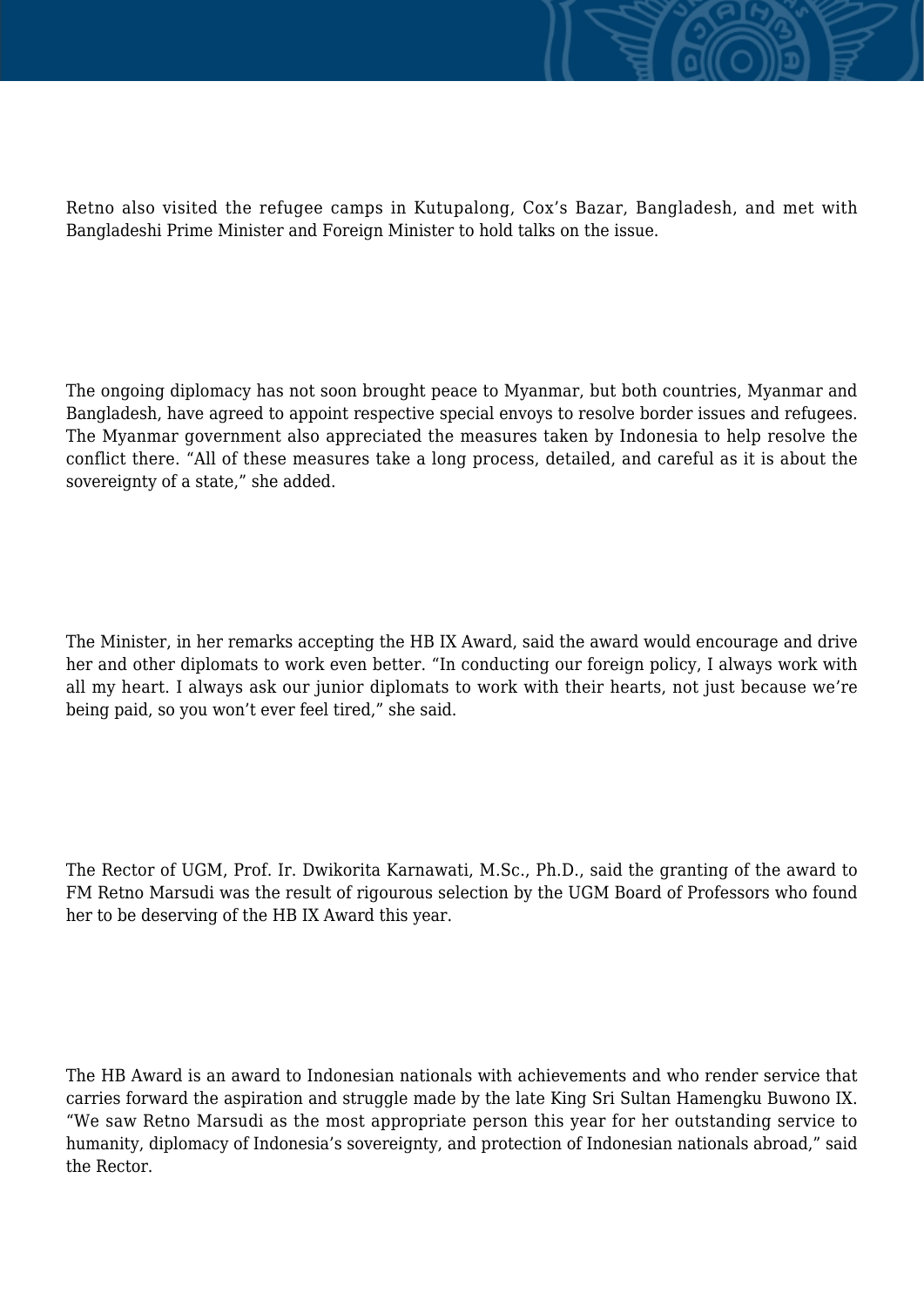Retno also visited the refugee camps in Kutupalong, Cox's Bazar, Bangladesh, and met with Bangladeshi Prime Minister and Foreign Minister to hold talks on the issue.

The ongoing diplomacy has not soon brought peace to Myanmar, but both countries, Myanmar and Bangladesh, have agreed to appoint respective special envoys to resolve border issues and refugees. The Myanmar government also appreciated the measures taken by Indonesia to help resolve the conflict there. "All of these measures take a long process, detailed, and careful as it is about the sovereignty of a state," she added.

The Minister, in her remarks accepting the HB IX Award, said the award would encourage and drive her and other diplomats to work even better. "In conducting our foreign policy, I always work with all my heart. I always ask our junior diplomats to work with their hearts, not just because we're being paid, so you won't ever feel tired," she said.

The Rector of UGM, Prof. Ir. Dwikorita Karnawati, M.Sc., Ph.D., said the granting of the award to FM Retno Marsudi was the result of rigourous selection by the UGM Board of Professors who found her to be deserving of the HB IX Award this year.

The HB Award is an award to Indonesian nationals with achievements and who render service that carries forward the aspiration and struggle made by the late King Sri Sultan Hamengku Buwono IX. "We saw Retno Marsudi as the most appropriate person this year for her outstanding service to humanity, diplomacy of Indonesia's sovereignty, and protection of Indonesian nationals abroad," said the Rector.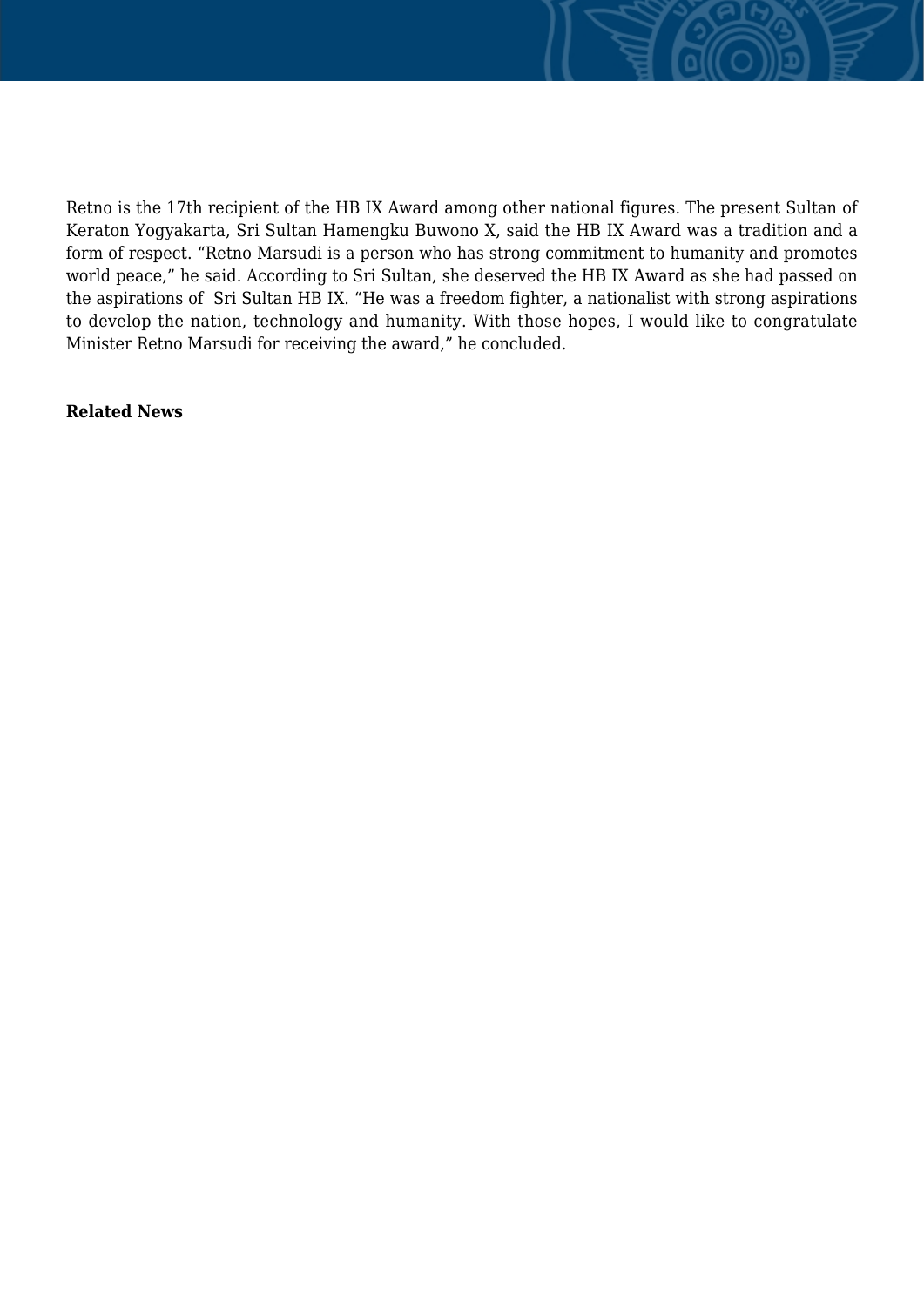Retno is the 17th recipient of the HB IX Award among other national figures. The present Sultan of Keraton Yogyakarta, Sri Sultan Hamengku Buwono X, said the HB IX Award was a tradition and a form of respect. “Retno Marsudi is a person who has strong commitment to humanity and promotes world peace,” he said. According to Sri Sultan, she deserved the HB IX Award as she had passed on the aspirations of  Sri Sultan HB IX. “He was a freedom fighter, a nationalist with strong aspirations to develop the nation, technology and humanity. With those hopes, I would like to congratulate Minister Retno Marsudi for receiving the award,” he concluded.

**Related News**